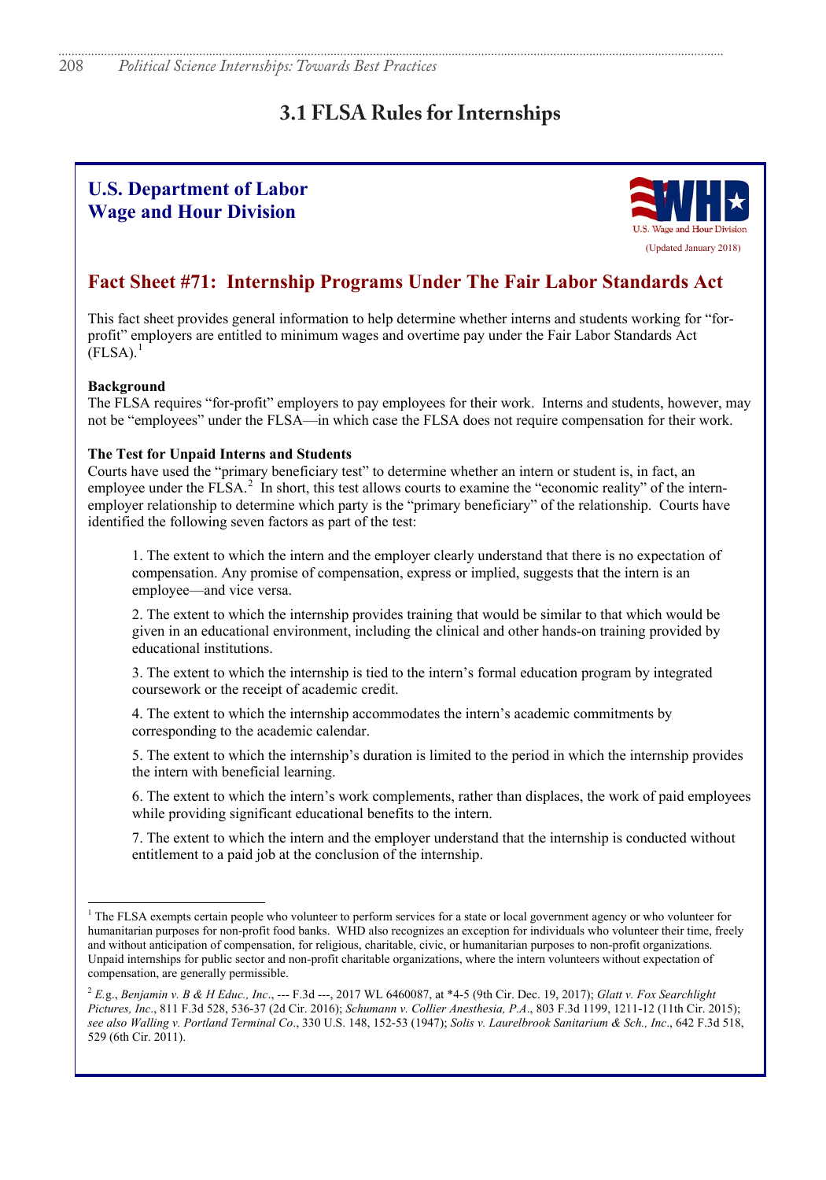# 3.1 FLSA Rules for Internships

**U.S. Department of Labor**
**Wage and Hour Division**

U.S. Wage and Hour Division

(Updated January 2018)

## Fact Sheet #71: Internship Programs Under The Fair Labor Standards Act

This fact sheet provides general information to help determine whether interns and students working for "for-profit" employers are entitled to minimum wages and overtime pay under the Fair Labor Standards Act (FLSA).[1]

**Background**

The FLSA requires "for-profit" employers to pay employees for their work. Interns and students, however, may not be "employees" under the FLSA—in which case the FLSA does not require compensation for their work.

**The Test for Unpaid Interns and Students**

Courts have used the "primary beneficiary test" to determine whether an intern or student is, in fact, an employee under the FLSA.[2] In short, this test allows courts to examine the "economic reality" of the intern-employer relationship to determine which party is the "primary beneficiary" of the relationship. Courts have identified the following seven factors as part of the test:

1. The extent to which the intern and the employer clearly understand that there is no expectation of compensation. Any promise of compensation, express or implied, suggests that the intern is an employee—and vice versa.

2. The extent to which the internship provides training that would be similar to that which would be given in an educational environment, including the clinical and other hands-on training provided by educational institutions.

3. The extent to which the internship is tied to the intern's formal education program by integrated coursework or the receipt of academic credit.

4. The extent to which the internship accommodates the intern's academic commitments by corresponding to the academic calendar.

5. The extent to which the internship's duration is limited to the period in which the internship provides the intern with beneficial learning.

6. The extent to which the intern's work complements, rather than displaces, the work of paid employees while providing significant educational benefits to the intern.

7. The extent to which the intern and the employer understand that the internship is conducted without entitlement to a paid job at the conclusion of the internship.

---

[1] The FLSA exempts certain people who volunteer to perform services for a state or local government agency or who volunteer for humanitarian purposes for non-profit food banks. WHD also recognizes an exception for individuals who volunteer their time, freely and without anticipation of compensation, for religious, charitable, civic, or humanitarian purposes to non-profit organizations. Unpaid internships for public sector and non-profit charitable organizations, where the intern volunteers without expectation of compensation, are generally permissible.

[2] *E.g.*, *Benjamin v. B & H Educ., Inc.*, --- F.3d ---, 2017 WL 6460087, at *4-5 (9th Cir. Dec. 19, 2017); *Glatt v. Fox Searchlight Pictures, Inc.*, 811 F.3d 528, 536-37 (2d Cir. 2016); *Schumann v. Collier Anesthesia, P.A.*, 803 F.3d 1199, 1211-12 (11th Cir. 2015); *see also Walling v. Portland Terminal Co.*, 330 U.S. 148, 152-53 (1947); *Solis v. Laurelbrook Sanitarium & Sch., Inc.*, 642 F.3d 518, 529 (6th Cir. 2011).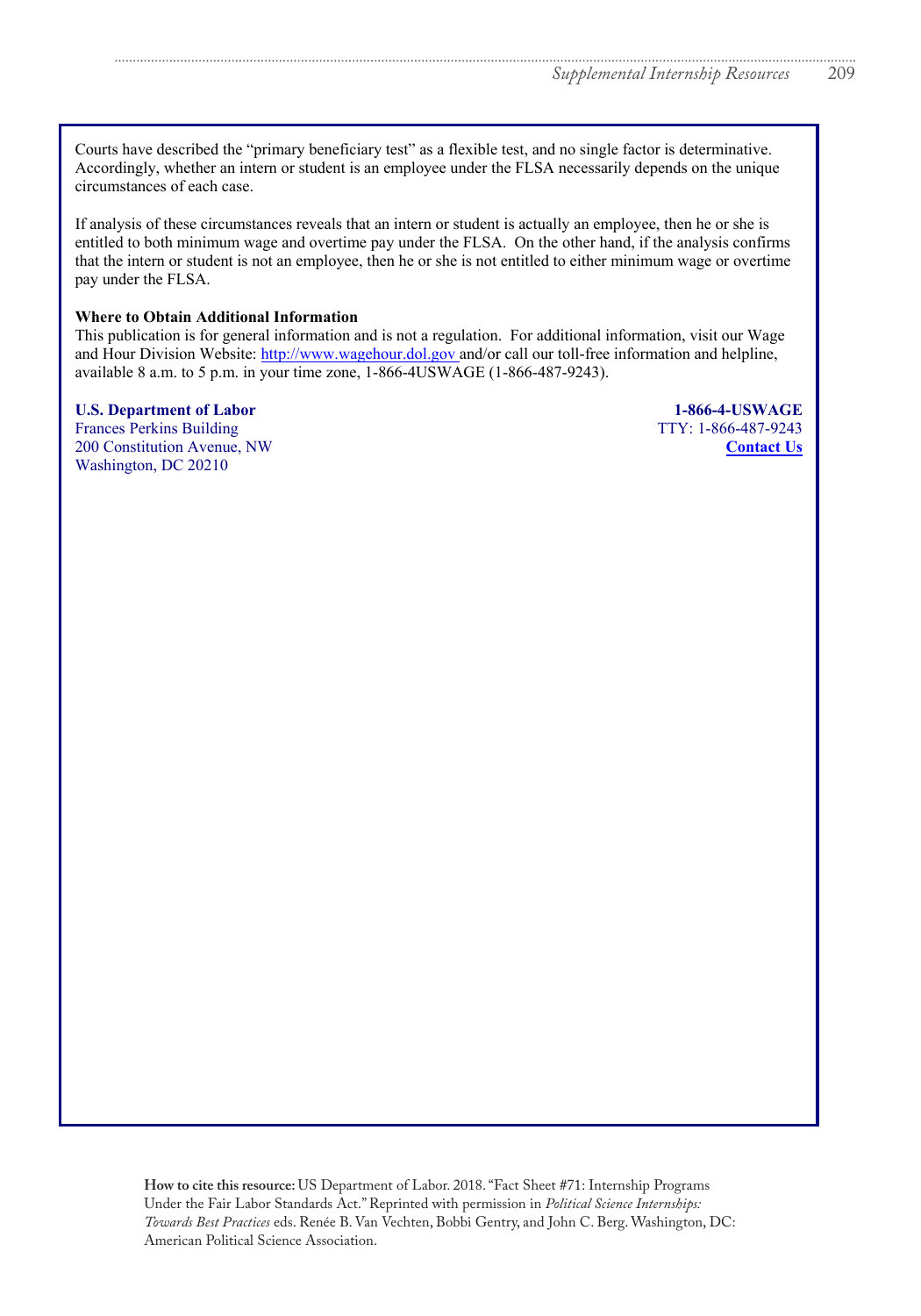Courts have described the "primary beneficiary test" as a flexible test, and no single factor is determinative. Accordingly, whether an intern or student is an employee under the FLSA necessarily depends on the unique circumstances of each case.

If analysis of these circumstances reveals that an intern or student is actually an employee, then he or she is entitled to both minimum wage and overtime pay under the FLSA. On the other hand, if the analysis confirms that the intern or student is not an employee, then he or she is not entitled to either minimum wage or overtime pay under the FLSA.

**Where to Obtain Additional Information**

This publication is for general information and is not a regulation. For additional information, visit our Wage and Hour Division Website: http://www.wagehour.dol.gov and/or call our toll-free information and helpline, available 8 a.m. to 5 p.m. in your time zone, 1-866-4USWAGE (1-866-487-9243).

**U.S. Department of Labor**
Frances Perkins Building
200 Constitution Avenue, NW
Washington, DC 20210

**1-866-4-USWAGE**
TTY: 1-866-487-9243
**Contact Us**

**How to cite this resource:** US Department of Labor. 2018. "Fact Sheet #71: Internship Programs Under the Fair Labor Standards Act." Reprinted with permission in *Political Science Internships: Towards Best Practices* eds. Renée B. Van Vechten, Bobbi Gentry, and John C. Berg. Washington, DC: American Political Science Association.